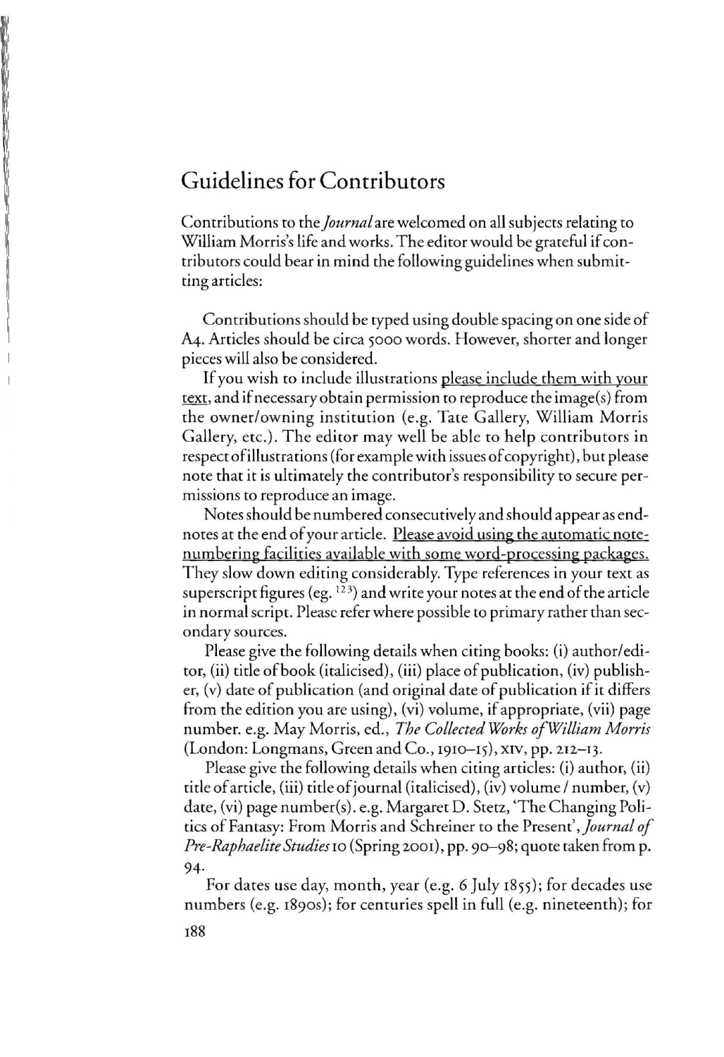# Guidelines for Contributors

Contributions to the *Journal* are welcomed on all subjects relating to William Morris's life and works. The editor would be grateful if contributors could bear in mind the following guidelines when submitting articles:

Contributions should be typed using double spacing on one side of A4. Articles should be circa 5000 words. However, shorter and longer pieces will also be considered.

If you wish to include illustrations please include them with your text, and if necessary obtain permission to reproduce the image(s) from the owner/owning institution (e.g. Tate Gallery, William Morris Gallery, etc.). The editor may well be able to help contributors in respect of illustrations (for example with issues of copyright), but please note that it is ultimately the contributor's responsibility to secure permissions to reproduce an image.

Notes should be numbered consecutively and should appear as endnotes at the end of your article. Please avoid using the automatic note-numbering facilities available with some word-processing packages. They slow down editing considerably. Type references in your text as superscript figures (eg. [123]) and write your notes at the end of the article in normal script. Please refer where possible to primary rather than secondary sources.

Please give the following details when citing books: (i) author/editor, (ii) title of book (italicised), (iii) place of publication, (iv) publisher, (v) date of publication (and original date of publication if it differs from the edition you are using), (vi) volume, if appropriate, (vii) page number. e.g. May Morris, ed., *The Collected Works of William Morris* (London: Longmans, Green and Co., 1910–15), XIV, pp. 212–13.

Please give the following details when citing articles: (i) author, (ii) title of article, (iii) title of journal (italicised), (iv) volume / number, (v) date, (vi) page number(s). e.g. Margaret D. Stetz, 'The Changing Politics of Fantasy: From Morris and Schreiner to the Present', *Journal of Pre-Raphaelite Studies* 10 (Spring 2001), pp. 90–98; quote taken from p. 94.

For dates use day, month, year (e.g. 6 July 1855); for decades use numbers (e.g. 1890s); for centuries spell in full (e.g. nineteenth); for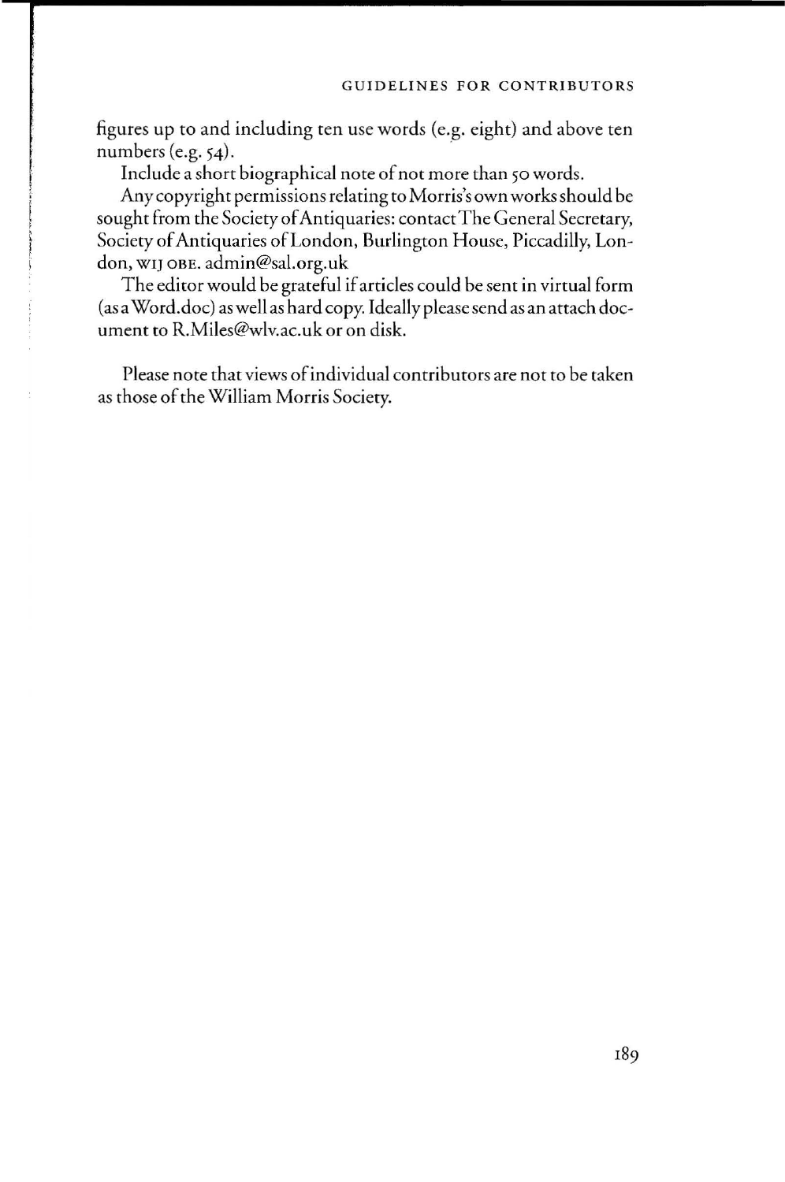figures up to and including ten use words (e.g. eight) and above ten numbers (e.g. 54).

Include a short biographical note of not more than 50 words.

Any copyright permissions relating to Morris's own works should be sought from the Society of Antiquaries: contact The General Secretary, Society of Antiquaries of London, Burlington House, Piccadilly, London, W1J OBE. admin@sal.org.uk

The editor would be grateful if articles could be sent in virtual form (as a Word.doc) as well as hard copy. Ideally please send as an attach document to R.Miles@wlv.ac.uk or on disk.

Please note that views of individual contributors are not to be taken as those of the William Morris Society.